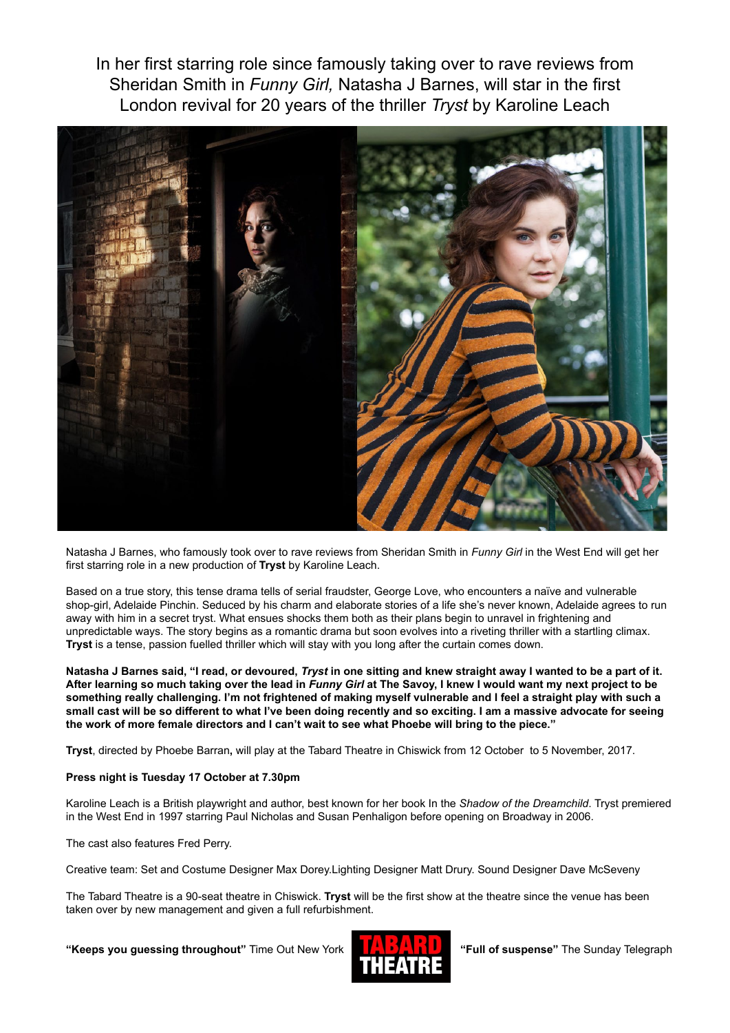# In her first starring role since famously taking over to rave reviews from Sheridan Smith in *Funny Girl,* Natasha J Barnes, will star in the first London revival for 20 years of the thriller *Tryst* by Karoline Leach

Natasha J Barnes, who famously took over to rave reviews from Sheridan Smith in *Funny Girl* in the West End will get her first starring role in a new production of **Tryst** by Karoline Leach.

Based on a true story, this tense drama tells of serial fraudster, George Love, who encounters a naïve and vulnerable shop-girl, Adelaide Pinchin. Seduced by his charm and elaborate stories of a life she's never known, Adelaide agrees to run away with him in a secret tryst. What ensues shocks them both as their plans begin to unravel in frightening and unpredictable ways. The story begins as a romantic drama but soon evolves into a riveting thriller with a startling climax. **Tryst** is a tense, passion fuelled thriller which will stay with you long after the curtain comes down.

**Natasha J Barnes said, "I read, or devoured, *Tryst* in one sitting and knew straight away I wanted to be a part of it. After learning so much taking over the lead in *Funny Girl* at The Savoy, I knew I would want my next project to be something really challenging. I'm not frightened of making myself vulnerable and I feel a straight play with such a small cast will be so different to what I've been doing recently and so exciting. I am a massive advocate for seeing the work of more female directors and I can't wait to see what Phoebe will bring to the piece."**

**Tryst**, directed by Phoebe Barran**,** will play at the Tabard Theatre in Chiswick from 12 October to 5 November, 2017.

**Press night is Tuesday 17 October at 7.30pm**

Karoline Leach is a British playwright and author, best known for her book In the *Shadow of the Dreamchild*. Tryst premiered in the West End in 1997 starring Paul Nicholas and Susan Penhaligon before opening on Broadway in 2006.

The cast also features Fred Perry.

Creative team: Set and Costume Designer Max Dorey.Lighting Designer Matt Drury. Sound Designer Dave McSeveny

The Tabard Theatre is a 90-seat theatre in Chiswick. **Tryst** will be the first show at the theatre since the venue has been taken over by new management and given a full refurbishment.

**"Keeps you guessing throughout"** Time Out New York

TABARD THEATRE

**"Full of suspense"** The Sunday Telegraph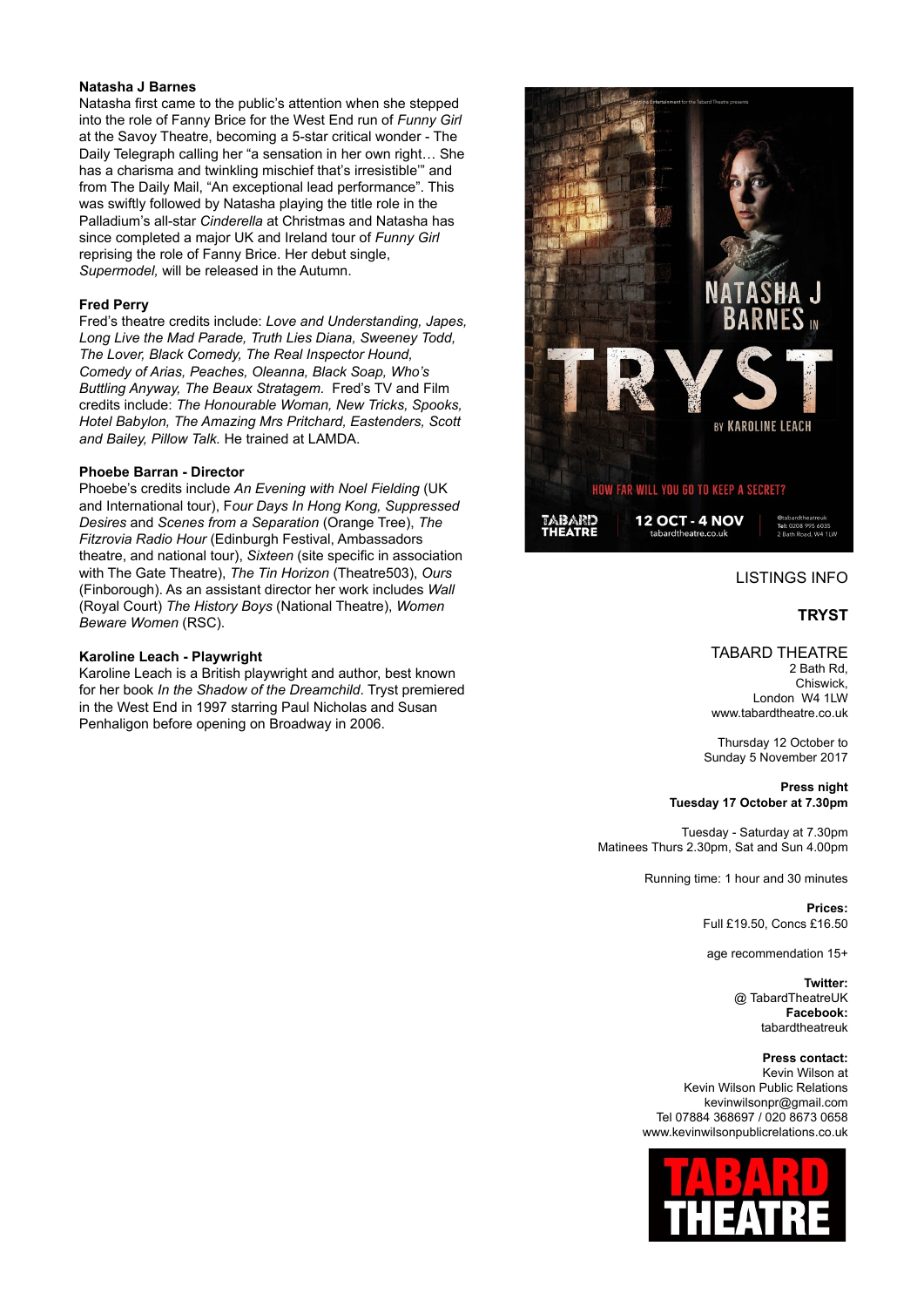**Natasha J Barnes**

Natasha first came to the public's attention when she stepped into the role of Fanny Brice for the West End run of *Funny Girl* at the Savoy Theatre, becoming a 5-star critical wonder - The Daily Telegraph calling her "a sensation in her own right… She has a charisma and twinkling mischief that's irresistible'" and from The Daily Mail, "An exceptional lead performance". This was swiftly followed by Natasha playing the title role in the Palladium's all-star *Cinderella* at Christmas and Natasha has since completed a major UK and Ireland tour of *Funny Girl* reprising the role of Fanny Brice. Her debut single, *Supermodel,* will be released in the Autumn.

**Fred Perry**

Fred's theatre credits include: *Love and Understanding, Japes, Long Live the Mad Parade, Truth Lies Diana, Sweeney Todd, The Lover, Black Comedy, The Real Inspector Hound, Comedy of Arias, Peaches, Oleanna, Black Soap, Who's Buttling Anyway, The Beaux Stratagem.* Fred's TV and Film credits include: *The Honourable Woman, New Tricks, Spooks, Hotel Babylon, The Amazing Mrs Pritchard, Eastenders, Scott and Bailey, Pillow Talk.* He trained at LAMDA.

**Phoebe Barran - Director**

Phoebe's credits include *An Evening with Noel Fielding* (UK and International tour), F*our Days In Hong Kong, Suppressed Desires* and *Scenes from a Separation* (Orange Tree), *The Fitzrovia Radio Hour* (Edinburgh Festival, Ambassadors theatre, and national tour), *Sixteen* (site specific in association with The Gate Theatre), *The Tin Horizon* (Theatre503), *Ours* (Finborough). As an assistant director her work includes *Wall* (Royal Court) *The History Boys* (National Theatre), *Women Beware Women* (RSC).

**Karoline Leach - Playwright**

Karoline Leach is a British playwright and author, best known for her book *In the Shadow of the Dreamchild*. Tryst premiered in the West End in 1997 starring Paul Nicholas and Susan Penhaligon before opening on Broadway in 2006.

LISTINGS INFO

**TRYST**

TABARD THEATRE
2 Bath Rd,
Chiswick,
London W4 1LW
www.tabardtheatre.co.uk

Thursday 12 October to
Sunday 5 November 2017

**Press night**
**Tuesday 17 October at 7.30pm**

Tuesday - Saturday at 7.30pm
Matinees Thurs 2.30pm, Sat and Sun 4.00pm

Running time: 1 hour and 30 minutes

**Prices:**
Full £19.50, Concs £16.50

age recommendation 15+

**Twitter:**
@ TabardTheatreUK
**Facebook:**
tabardtheatreuk

**Press contact:**
Kevin Wilson at
Kevin Wilson Public Relations
kevinwilsonpr@gmail.com
Tel 07884 368697 / 020 8673 0658
www.kevinwilsonpublicrelations.co.uk